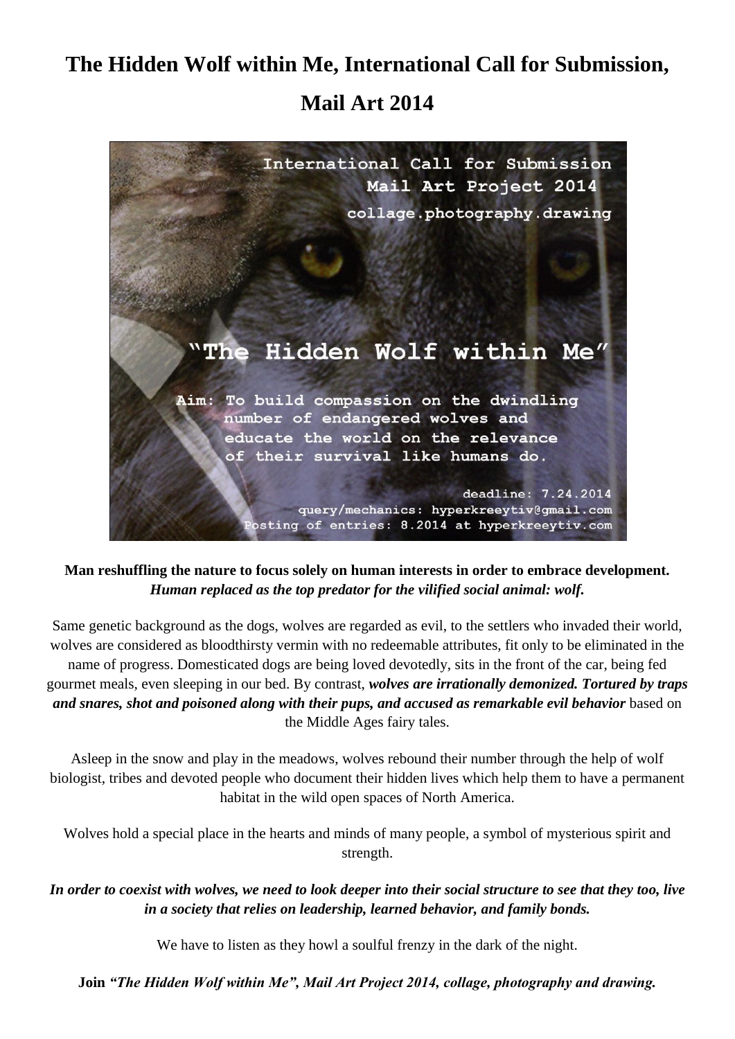# The Hidden Wolf within Me, International Call for Submission, Mail Art 2014

International Call for Submission
Mail Art Project 2014
collage.photography.drawing

"The Hidden Wolf within Me"

Aim: To build compassion on the dwindling number of endangered wolves and educate the world on the relevance of their survival like humans do.

deadline: 7.24.2014
query/mechanics: hyperkreeytiv@gmail.com
Posting of entries: 8.2014 at hyperkreeytiv.com

**Man reshuffling the nature to focus solely on human interests in order to embrace development.**
***Human replaced as the top predator for the vilified social animal: wolf.***

Same genetic background as the dogs, wolves are regarded as evil, to the settlers who invaded their world, wolves are considered as bloodthirsty vermin with no redeemable attributes, fit only to be eliminated in the name of progress. Domesticated dogs are being loved devotedly, sits in the front of the car, being fed gourmet meals, even sleeping in our bed. By contrast, ***wolves are irrationally demonized. Tortured by traps and snares, shot and poisoned along with their pups, and accused as remarkable evil behavior*** based on the Middle Ages fairy tales.

Asleep in the snow and play in the meadows, wolves rebound their number through the help of wolf biologist, tribes and devoted people who document their hidden lives which help them to have a permanent habitat in the wild open spaces of North America.

Wolves hold a special place in the hearts and minds of many people, a symbol of mysterious spirit and strength.

***In order to coexist with wolves, we need to look deeper into their social structure to see that they too, live in a society that relies on leadership, learned behavior, and family bonds.***

We have to listen as they howl a soulful frenzy in the dark of the night.

**Join *"The Hidden Wolf within Me", Mail Art Project 2014, collage, photography and drawing.***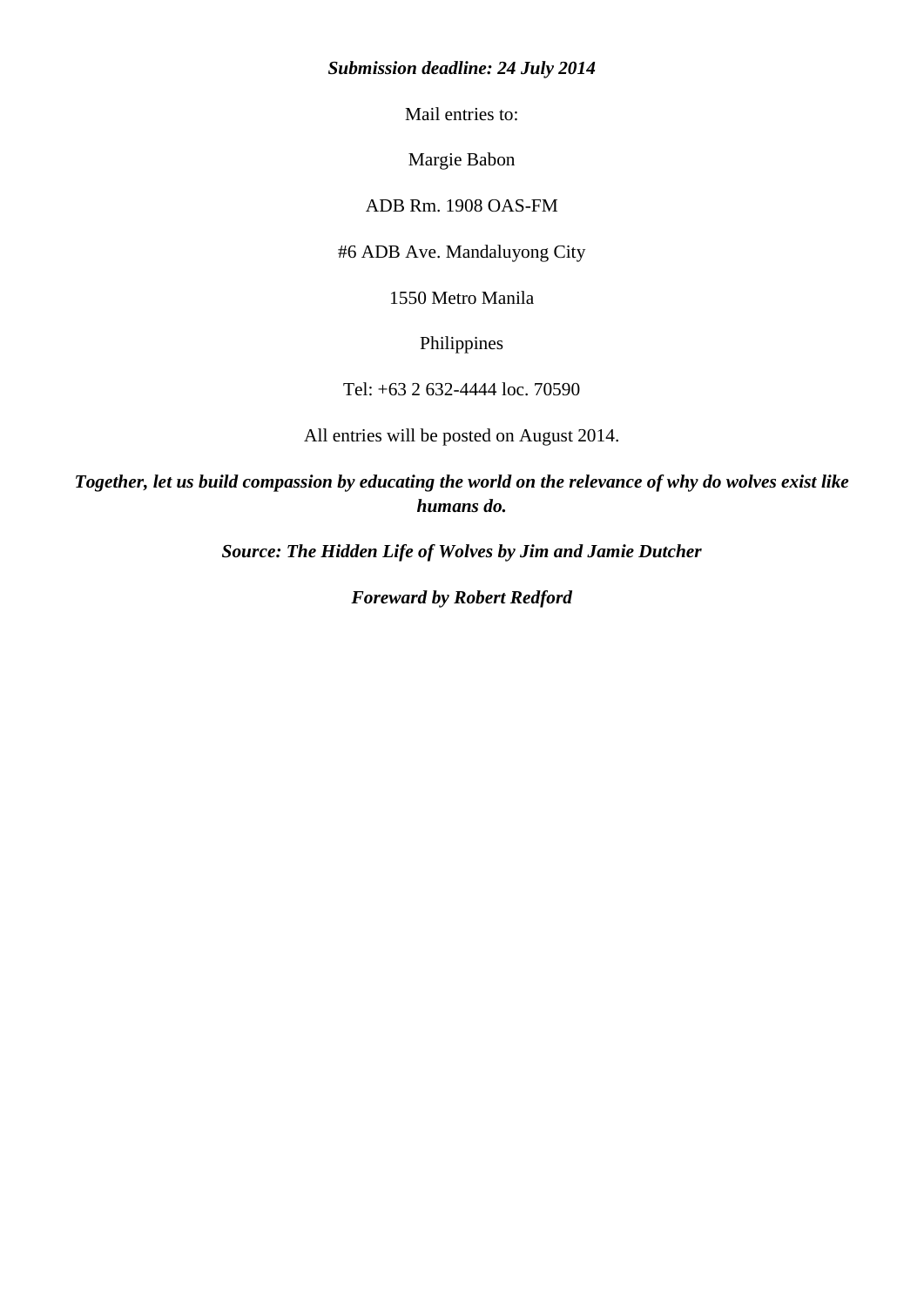***Submission deadline: 24 July 2014***

Mail entries to:

Margie Babon

ADB Rm. 1908 OAS-FM

#6 ADB Ave. Mandaluyong City

1550 Metro Manila

Philippines

Tel: +63 2 632-4444 loc. 70590

All entries will be posted on August 2014.

***Together, let us build compassion by educating the world on the relevance of why do wolves exist like humans do.***

***Source: The Hidden Life of Wolves by Jim and Jamie Dutcher***

***Foreward by Robert Redford***